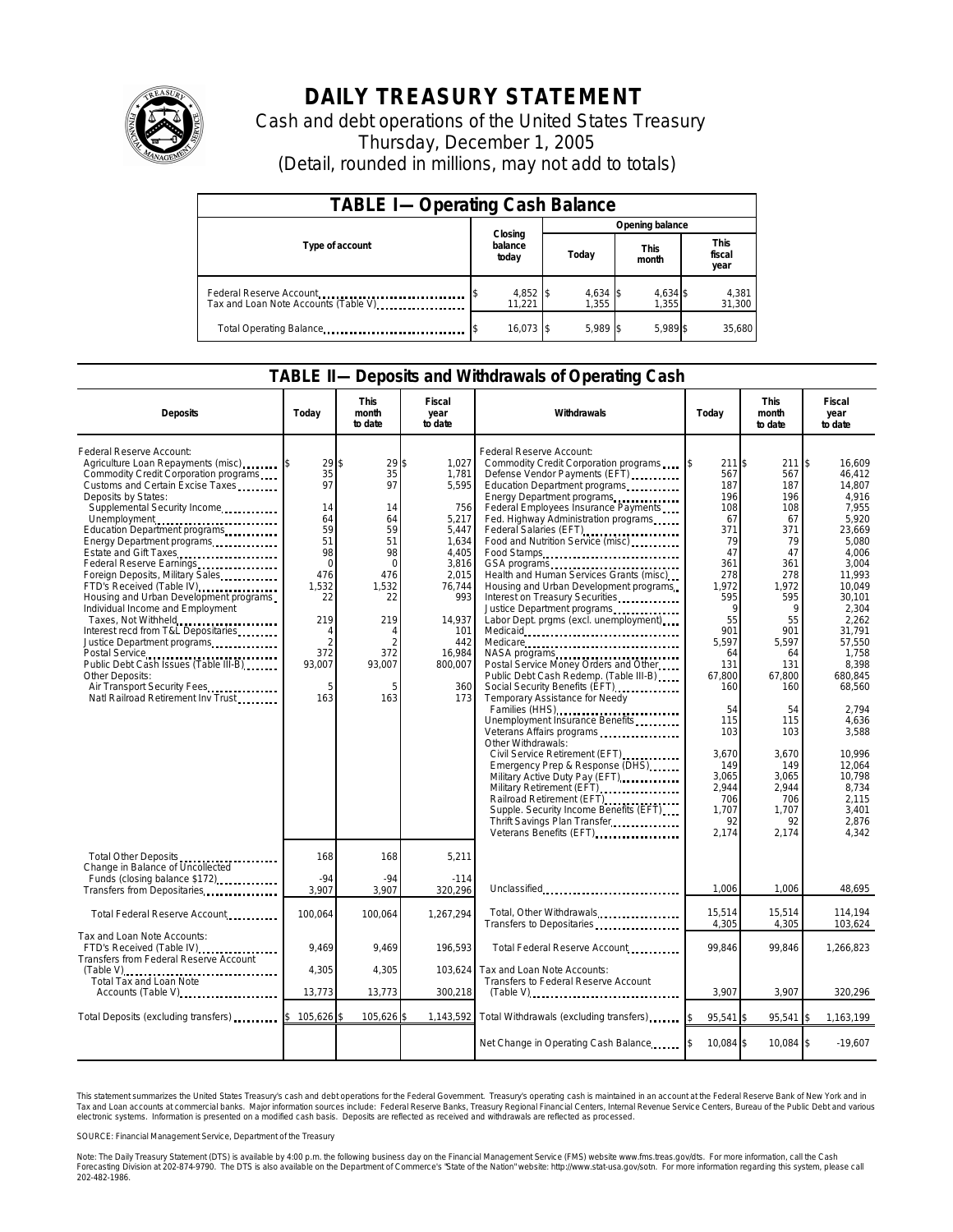# DAILY TREASURY STATEMENT

Cash and debt operations of the United States Treasury
Thursday, December 1, 2005
(Detail, rounded in millions, may not add to totals)

## TABLE I—Operating Cash Balance

| Type of account | Closing balance today | Opening balance Today | Opening balance This month | Opening balance This fiscal year |
|---|---|---|---|---|
| Federal Reserve Account | $ 4,852 | $ 4,634 | $ 4,634 | $ 4,381 |
| Tax and Loan Note Accounts (Table V) | 11,221 | 1,355 | 1,355 | 31,300 |
| Total Operating Balance | $ 16,073 | $ 5,989 | $ 5,989 | $ 35,680 |

## TABLE II—Deposits and Withdrawals of Operating Cash

| Deposits | Today | This month to date | Fiscal year to date |
|---|---|---|---|
| Federal Reserve Account: | | | |
| Agriculture Loan Repayments (misc) | $ 29 | $ 29 | $ 1,027 |
| Commodity Credit Corporation programs | 35 | 35 | 1,781 |
| Customs and Certain Excise Taxes | 97 | 97 | 5,595 |
| Deposits by States: | | | |
| Supplemental Security Income | 14 | 14 | 756 |
| Unemployment | 64 | 64 | 5,217 |
| Education Department programs | 59 | 59 | 5,447 |
| Energy Department programs | 51 | 51 | 1,634 |
| Estate and Gift Taxes | 98 | 98 | 4,405 |
| Federal Reserve Earnings | 0 | 0 | 3,816 |
| Foreign Deposits, Military Sales | 476 | 476 | 2,015 |
| FTD's Received (Table IV) | 1,532 | 1,532 | 76,744 |
| Housing and Urban Development programs | 22 | 22 | 993 |
| Individual Income and Employment Taxes, Not Withheld | 219 | 219 | 14,937 |
| Interest recd from T&L Depositaries | 4 | 4 | 101 |
| Justice Department programs | 2 | 2 | 442 |
| Postal Service | 372 | 372 | 16,984 |
| Public Debt Cash Issues (Table III-B) | 93,007 | 93,007 | 800,007 |
| Other Deposits: | | | |
| Air Transport Security Fees | 5 | 5 | 360 |
| Natl Railroad Retirement Inv Trust | 163 | 163 | 173 |
| Total Other Deposits | 168 | 168 | 5,211 |
| Change in Balance of Uncollected Funds (closing balance $172) | -94 | -94 | -114 |
| Transfers from Depositaries | 3,907 | 3,907 | 320,296 |
| Total Federal Reserve Account | 100,064 | 100,064 | 1,267,294 |
| Tax and Loan Note Accounts: | | | |
| FTD's Received (Table IV) | 9,469 | 9,469 | 196,593 |
| Transfers from Federal Reserve Account (Table V) | 4,305 | 4,305 | 103,624 |
| Total Tax and Loan Note Accounts (Table V) | 13,773 | 13,773 | 300,218 |
| Total Deposits (excluding transfers) | $ 105,626 | $ 105,626 | $ 1,143,592 |

| Withdrawals | Today | This month to date | Fiscal year to date |
|---|---|---|---|
| Federal Reserve Account: | | | |
| Commodity Credit Corporation programs | $ 211 | $ 211 | $ 16,609 |
| Defense Vendor Payments (EFT) | 567 | 567 | 46,412 |
| Education Department programs | 187 | 187 | 14,807 |
| Energy Department programs | 196 | 196 | 4,916 |
| Federal Employees Insurance Payments | 108 | 108 | 7,955 |
| Fed. Highway Administration programs | 67 | 67 | 5,920 |
| Federal Salaries (EFT) | 371 | 371 | 23,669 |
| Food and Nutrition Service (misc) | 79 | 79 | 5,080 |
| Food Stamps | 47 | 47 | 4,006 |
| GSA programs | 361 | 361 | 3,004 |
| Health and Human Services Grants (misc) | 278 | 278 | 11,993 |
| Housing and Urban Development programs | 1,972 | 1,972 | 10,049 |
| Interest on Treasury Securities | 595 | 595 | 30,101 |
| Justice Department programs | 9 | 9 | 2,304 |
| Labor Dept. prgms (excl. unemployment) | 55 | 55 | 2,262 |
| Medicaid | 901 | 901 | 31,791 |
| Medicare | 5,597 | 5,597 | 57,550 |
| NASA programs | 64 | 64 | 1,758 |
| Postal Service Money Orders and Other | 131 | 131 | 8,398 |
| Public Debt Cash Redemp. (Table III-B) | 67,800 | 67,800 | 680,845 |
| Social Security Benefits (EFT) | 160 | 160 | 68,560 |
| Temporary Assistance for Needy Families (HHS) | 54 | 54 | 2,794 |
| Unemployment Insurance Benefits | 115 | 115 | 4,636 |
| Veterans Affairs programs | 103 | 103 | 3,588 |
| Other Withdrawals: | | | |
| Civil Service Retirement (EFT) | 3,670 | 3,670 | 10,996 |
| Emergency Prep & Response (DHS) | 149 | 149 | 12,064 |
| Military Active Duty Pay (EFT) | 3,065 | 3,065 | 10,798 |
| Military Retirement (EFT) | 2,944 | 2,944 | 8,734 |
| Railroad Retirement (EFT) | 706 | 706 | 2,115 |
| Supple. Security Income Benefits (EFT) | 1,707 | 1,707 | 3,401 |
| Thrift Savings Plan Transfer | 92 | 92 | 2,876 |
| Veterans Benefits (EFT) | 2,174 | 2,174 | 4,342 |
| Unclassified | 1,006 | 1,006 | 48,695 |
| Total, Other Withdrawals | 15,514 | 15,514 | 114,194 |
| Transfers to Depositaries | 4,305 | 4,305 | 103,624 |
| Total Federal Reserve Account | 99,846 | 99,846 | 1,266,823 |
| Tax and Loan Note Accounts: | | | |
| Transfers to Federal Reserve Account (Table V) | 3,907 | 3,907 | 320,296 |
| Total Withdrawals (excluding transfers) | $ 95,541 | $ 95,541 | $ 1,163,199 |
| Net Change in Operating Cash Balance | $ 10,084 | $ 10,084 | $ -19,607 |

This statement summarizes the United States Treasury's cash and debt operations for the Federal Government. Treasury's operating cash is maintained in an account at the Federal Reserve Bank of New York and in Tax and Loan accounts at commercial banks. Major information sources include: Federal Reserve Banks, Treasury Regional Financial Centers, Internal Revenue Service Centers, Bureau of the Public Debt and various electronic systems. Information is presented on a modified cash basis. Deposits are reflected as received and withdrawals are reflected as processed.

SOURCE: Financial Management Service, Department of the Treasury

Note: The Daily Treasury Statement (DTS) is available by 4:00 p.m. the following business day on the Financial Management Service (FMS) website www.fms.treas.gov/dts. For more information, call the Cash Forecasting Division at 202-874-9790. The DTS is also available on the Department of Commerce's "State of the Nation" website: http://www.stat-usa.gov/sotn. For more information regarding this system, please call 202-482-1986.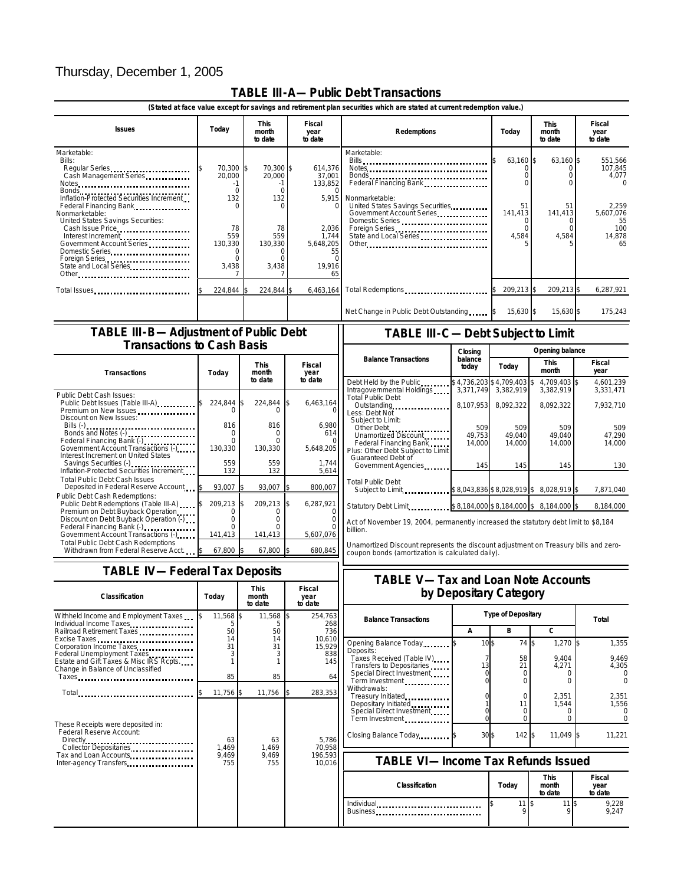Thursday, December 1, 2005

# TABLE III-A — Public Debt Transactions

(Stated at face value except for savings and retirement plan securities which are stated at current redemption value.)

| Issues | Today | This month to date | Fiscal year to date |
|---|---|---|---|
| Marketable: | | | |
| Bills: | | | |
| Regular Series | $ 70,300 | $ 70,300 | $ 614,376 |
| Cash Management Series | 20,000 | 20,000 | 37,001 |
| Notes | -1 | -1 | 133,852 |
| Bonds | 0 | 0 | 0 |
| Inflation-Protected Securities Increment | 132 | 132 | 5,915 |
| Federal Financing Bank | 0 | 0 | 0 |
| Nonmarketable: | | | |
| United States Savings Securities: | | | |
| Cash Issue Price | 78 | 78 | 2,036 |
| Interest Increment | 559 | 559 | 1,744 |
| Government Account Series | 130,330 | 130,330 | 5,648,205 |
| Domestic Series | 0 | 0 | 55 |
| Foreign Series | 0 | 0 | 0 |
| State and Local Series | 3,438 | 3,438 | 19,916 |
| Other | 7 | 7 | 65 |
| Total Issues | $ 224,844 | $ 224,844 | $ 6,463,164 |

| Redemptions | Today | This month to date | Fiscal year to date |
|---|---|---|---|
| Marketable: | | | |
| Bills | $ 63,160 | $ 63,160 | $ 551,566 |
| Notes | 0 | 0 | 107,845 |
| Bonds | 0 | 0 | 4,077 |
| Federal Financing Bank | 0 | 0 | 0 |
| Nonmarketable: | | | |
| United States Savings Securities | 51 | 51 | 2,259 |
| Government Account Series | 141,413 | 141,413 | 5,607,076 |
| Domestic Series | 0 | 0 | 55 |
| Foreign Series | 0 | 0 | 100 |
| State and Local Series | 4,584 | 4,584 | 14,878 |
| Other | 5 | 5 | 65 |
| Total Redemptions | $ 209,213 | $ 209,213 | $ 6,287,921 |
| Net Change in Public Debt Outstanding | $ 15,630 | $ 15,630 | $ 175,243 |

# TABLE III-B — Adjustment of Public Debt Transactions to Cash Basis

| Transactions | Today | This month to date | Fiscal year to date |
|---|---|---|---|
| Public Debt Cash Issues: | | | |
| Public Debt Issues (Table III-A) | $ 224,844 | $ 224,844 | $ 6,463,164 |
| Premium on New Issues | 0 | 0 | 0 |
| Discount on New Issues: | | | |
| Bills (-) | 816 | 816 | 6,980 |
| Bonds and Notes (-) | 0 | 0 | 614 |
| Federal Financing Bank (-) | 0 | 0 | 0 |
| Government Account Transactions (-) | 130,330 | 130,330 | 5,648,205 |
| Interest Increment on United States Savings Securities (-) | 559 | 559 | 1,744 |
| Inflation-Protected Securities Increment | 132 | 132 | 5,614 |
| Total Public Debt Cash Issues Deposited in Federal Reserve Account | $ 93,007 | $ 93,007 | $ 800,007 |
| Public Debt Cash Redemptions: | | | |
| Public Debt Redemptions (Table III-A) | $ 209,213 | $ 209,213 | $ 6,287,921 |
| Premium on Debt Buyback Operation | 0 | 0 | 0 |
| Discount on Debt Buyback Operation (-) | 0 | 0 | 0 |
| Federal Financing Bank (-) | 0 | 0 | 0 |
| Government Account Transactions (-) | 141,413 | 141,413 | 5,607,076 |
| Total Public Debt Cash Redemptions Withdrawn from Federal Reserve Acct. | $ 67,800 | $ 67,800 | $ 680,845 |

# TABLE III-C — Debt Subject to Limit

| Balance Transactions | Closing balance today | Opening balance Today | Opening balance This month | Opening balance Fiscal year |
|---|---|---|---|---|
| Debt Held by the Public | $ 4,736,203 | $ 4,709,403 | $ 4,709,403 | $ 4,601,239 |
| Intragovernmental Holdings | 3,371,749 | 3,382,919 | 3,382,919 | 3,331,471 |
| Total Public Debt Outstanding | 8,107,953 | 8,092,322 | 8,092,322 | 7,932,710 |
| Less: Debt Not Subject to Limit: | | | | |
| Other Debt | 509 | 509 | 509 | 509 |
| Unamortized Discount | 49,753 | 49,040 | 49,040 | 47,290 |
| Federal Financing Bank | 14,000 | 14,000 | 14,000 | 14,000 |
| Plus: Other Debt Subject to Limit | | | | |
| Guaranteed Debt of Government Agencies | 145 | 145 | 145 | 130 |
| Total Public Debt Subject to Limit | $ 8,043,836 | $ 8,028,919 | $ 8,028,919 | $ 7,871,040 |
| Statutory Debt Limit | $ 8,184,000 | $ 8,184,000 | $ 8,184,000 | $ 8,184,000 |

Act of November 19, 2004, permanently increased the statutory debt limit to $8,184 billion.

Unamortized Discount represents the discount adjustment on Treasury bills and zero-coupon bonds (amortization is calculated daily).

# TABLE IV — Federal Tax Deposits

| Classification | Today | This month to date | Fiscal year to date |
|---|---|---|---|
| Withheld Income and Employment Taxes | $ 11,568 | $ 11,568 | $ 254,763 |
| Individual Income Taxes | 5 | 5 | 268 |
| Railroad Retirement Taxes | 50 | 50 | 736 |
| Excise Taxes | 14 | 14 | 10,610 |
| Corporation Income Taxes | 31 | 31 | 15,929 |
| Federal Unemployment Taxes | 3 | 3 | 838 |
| Estate and Gift Taxes & Misc IRS Rcpts. | 1 | 1 | 145 |
| Change in Balance of Unclassified Taxes | 85 | 85 | 64 |
| Total | $ 11,756 | $ 11,756 | $ 283,353 |
| These Receipts were deposited in: | | | |
| Federal Reserve Account: | | | |
| Directly | 63 | 63 | 5,786 |
| Collector Depositaries | 1,469 | 1,469 | 70,958 |
| Tax and Loan Accounts | 9,469 | 9,469 | 196,593 |
| Inter-agency Transfers | 755 | 755 | 10,016 |

# TABLE V — Tax and Loan Note Accounts by Depositary Category

| Balance Transactions | Type of Depositary A | Type of Depositary B | Type of Depositary C | Total |
|---|---|---|---|---|
| Opening Balance Today | $ 10 | $ 74 | $ 1,270 | $ 1,355 |
| Deposits: | | | | |
| Taxes Received (Table IV) | 7 | 58 | 9,404 | 9,469 |
| Transfers to Depositaries | 13 | 21 | 4,271 | 4,305 |
| Special Direct Investment | 0 | 0 | 0 | 0 |
| Term Investment | 0 | 0 | 0 | 0 |
| Withdrawals: | | | | |
| Treasury Initiated | 0 | 0 | 2,351 | 2,351 |
| Depositary Initiated | 1 | 11 | 1,544 | 1,556 |
| Special Direct Investment | 0 | 0 | 0 | 0 |
| Term Investment | 0 | 0 | 0 | 0 |
| Closing Balance Today | $ 30 | $ 142 | $ 11,049 | $ 11,221 |

# TABLE VI — Income Tax Refunds Issued

| Classification | Today | This month to date | Fiscal year to date |
|---|---|---|---|
| Individual | $ 11 | $ 11 | $ 9,228 |
| Business | 9 | 9 | 9,247 |